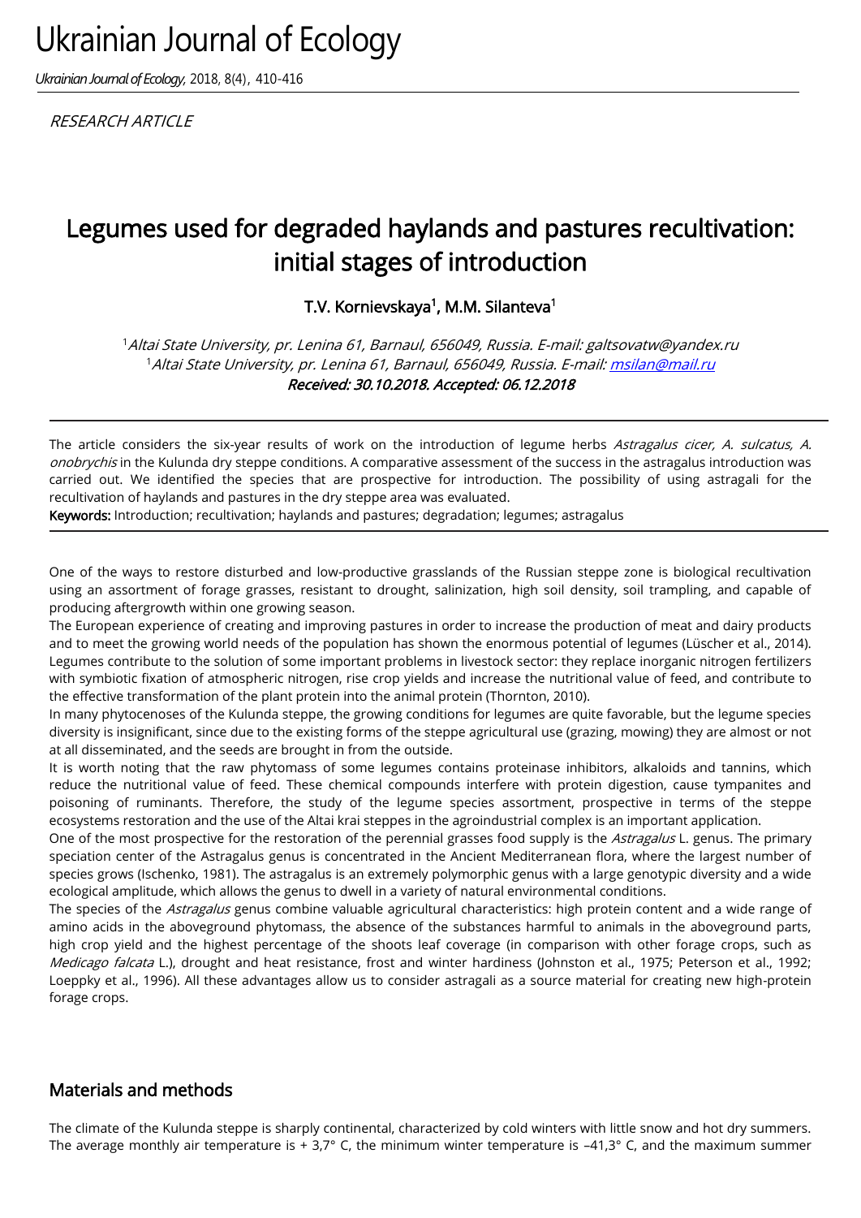# Ukrainian Journal of Ecology

*Ukrainian Journal of Ecology*, 2018, 8(4), 410-416

*RESEARCH ARTICLE*

# Legumes used for degraded haylands and pastures recultivation: initial stages of introduction

**T.V. Kornievskaya[1], M.M. Silanteva[1]**

[1]*Altai State University, pr. Lenina 61, Barnaul, 656049, Russia. E-mail: galtsovatw@yandex.ru*
[1]*Altai State University, pr. Lenina 61, Barnaul, 656049, Russia. E-mail: msilan@mail.ru*
***Received: 30.10.2018. Accepted: 06.12.2018***

The article considers the six-year results of work on the introduction of legume herbs *Astragalus cicer, A. sulcatus, A. onobrychis* in the Kulunda dry steppe conditions. A comparative assessment of the success in the astragalus introduction was carried out. We identified the species that are prospective for introduction. The possibility of using astragali for the recultivation of haylands and pastures in the dry steppe area was evaluated.

**Keywords:** Introduction; recultivation; haylands and pastures; degradation; legumes; astragalus

One of the ways to restore disturbed and low-productive grasslands of the Russian steppe zone is biological recultivation using an assortment of forage grasses, resistant to drought, salinization, high soil density, soil trampling, and capable of producing aftergrowth within one growing season.

The European experience of creating and improving pastures in order to increase the production of meat and dairy products and to meet the growing world needs of the population has shown the enormous potential of legumes (Lüscher et al., 2014). Legumes contribute to the solution of some important problems in livestock sector: they replace inorganic nitrogen fertilizers with symbiotic fixation of atmospheric nitrogen, rise crop yields and increase the nutritional value of feed, and contribute to the effective transformation of the plant protein into the animal protein (Thornton, 2010).

In many phytocenoses of the Kulunda steppe, the growing conditions for legumes are quite favorable, but the legume species diversity is insignificant, since due to the existing forms of the steppe agricultural use (grazing, mowing) they are almost or not at all disseminated, and the seeds are brought in from the outside.

It is worth noting that the raw phytomass of some legumes contains proteinase inhibitors, alkaloids and tannins, which reduce the nutritional value of feed. These chemical compounds interfere with protein digestion, cause tympanites and poisoning of ruminants. Therefore, the study of the legume species assortment, prospective in terms of the steppe ecosystems restoration and the use of the Altai krai steppes in the agroindustrial complex is an important application.

One of the most prospective for the restoration of the perennial grasses food supply is the *Astragalus* L. genus. The primary speciation center of the Astragalus genus is concentrated in the Ancient Mediterranean flora, where the largest number of species grows (Ischenko, 1981). The astragalus is an extremely polymorphic genus with a large genotypic diversity and a wide ecological amplitude, which allows the genus to dwell in a variety of natural environmental conditions.

The species of the *Astragalus* genus combine valuable agricultural characteristics: high protein content and a wide range of amino acids in the aboveground phytomass, the absence of the substances harmful to animals in the aboveground parts, high crop yield and the highest percentage of the shoots leaf coverage (in comparison with other forage crops, such as *Medicago falcata* L.), drought and heat resistance, frost and winter hardiness (Johnston et al., 1975; Peterson et al., 1992; Loeppky et al., 1996). All these advantages allow us to consider astragali as a source material for creating new high-protein forage crops.

## Materials and methods

The climate of the Kulunda steppe is sharply continental, characterized by cold winters with little snow and hot dry summers. The average monthly air temperature is + 3,7° C, the minimum winter temperature is –41,3° C, and the maximum summer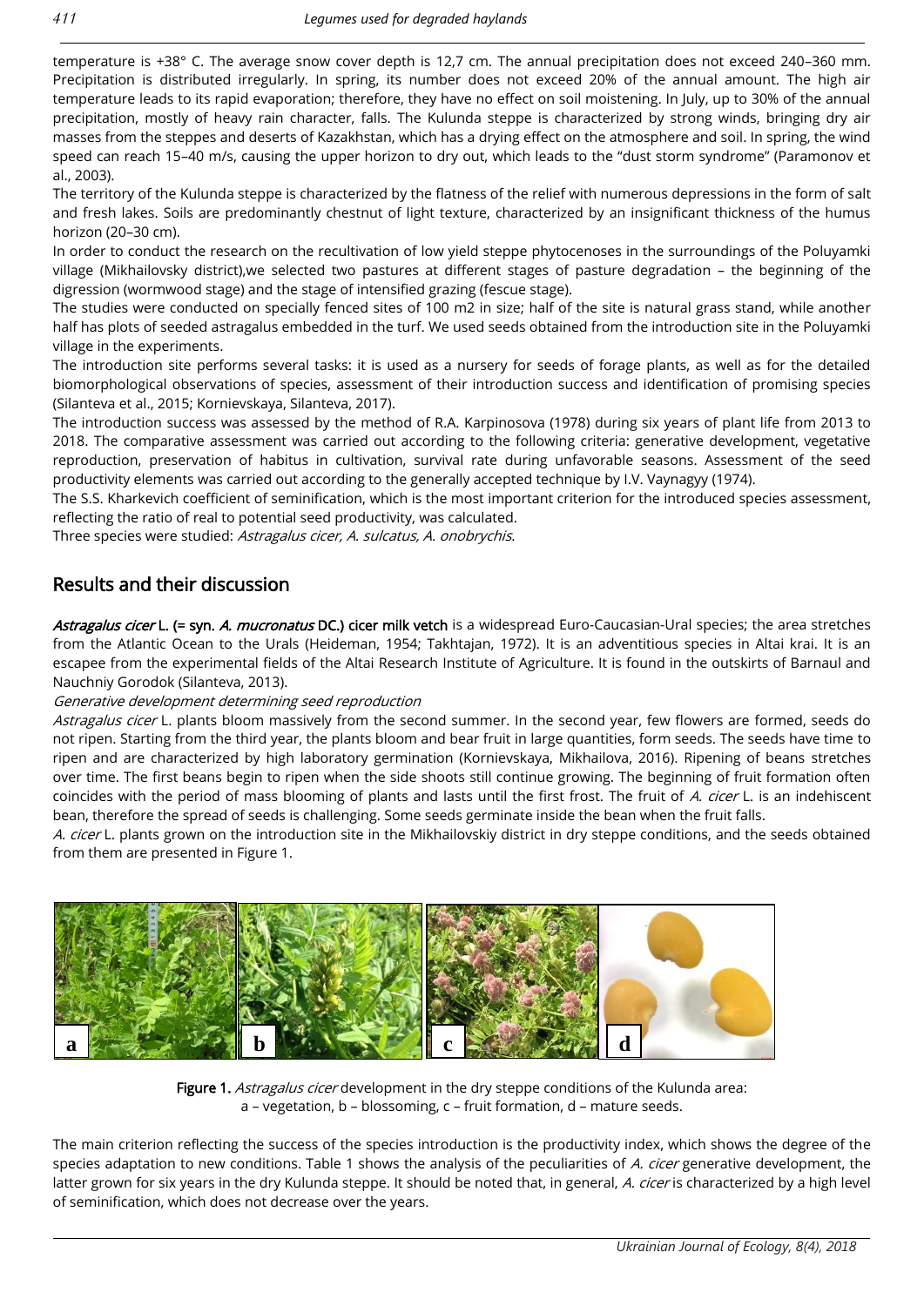temperature is +38° C. The average snow cover depth is 12,7 cm. The annual precipitation does not exceed 240–360 mm. Precipitation is distributed irregularly. In spring, its number does not exceed 20% of the annual amount. The high air temperature leads to its rapid evaporation; therefore, they have no effect on soil moistening. In July, up to 30% of the annual precipitation, mostly of heavy rain character, falls. The Kulunda steppe is characterized by strong winds, bringing dry air masses from the steppes and deserts of Kazakhstan, which has a drying effect on the atmosphere and soil. In spring, the wind speed can reach 15–40 m/s, causing the upper horizon to dry out, which leads to the "dust storm syndrome" (Paramonov et al., 2003).

The territory of the Kulunda steppe is characterized by the flatness of the relief with numerous depressions in the form of salt and fresh lakes. Soils are predominantly chestnut of light texture, characterized by an insignificant thickness of the humus horizon (20–30 cm).

In order to conduct the research on the recultivation of low yield steppe phytocenoses in the surroundings of the Poluyamki village (Mikhailovsky district),we selected two pastures at different stages of pasture degradation – the beginning of the digression (wormwood stage) and the stage of intensified grazing (fescue stage).

The studies were conducted on specially fenced sites of 100 m2 in size; half of the site is natural grass stand, while another half has plots of seeded astragalus embedded in the turf. We used seeds obtained from the introduction site in the Poluyamki village in the experiments.

The introduction site performs several tasks: it is used as a nursery for seeds of forage plants, as well as for the detailed biomorphological observations of species, assessment of their introduction success and identification of promising species (Silanteva et al., 2015; Kornievskaya, Silanteva, 2017).

The introduction success was assessed by the method of R.A. Karpinosova (1978) during six years of plant life from 2013 to 2018. The comparative assessment was carried out according to the following criteria: generative development, vegetative reproduction, preservation of habitus in cultivation, survival rate during unfavorable seasons. Assessment of the seed productivity elements was carried out according to the generally accepted technique by I.V. Vaynagyy (1974).

The S.S. Kharkevich coefficient of seminification, which is the most important criterion for the introduced species assessment, reflecting the ratio of real to potential seed productivity, was calculated.

Three species were studied: *Astragalus cicer, A. sulcatus, A. onobrychis*.

## Results and their discussion

***Astragalus cicer*** **L. (= syn. *A. mucronatus* DC.) cicer milk vetch** is a widespread Euro-Caucasian-Ural species; the area stretches from the Atlantic Ocean to the Urals (Heideman, 1954; Takhtajan, 1972). It is an adventitious species in Altai krai. It is an escapee from the experimental fields of the Altai Research Institute of Agriculture. It is found in the outskirts of Barnaul and Nauchniy Gorodok (Silanteva, 2013).

*Generative development determining seed reproduction*

*Astragalus cicer* L. plants bloom massively from the second summer. In the second year, few flowers are formed, seeds do not ripen. Starting from the third year, the plants bloom and bear fruit in large quantities, form seeds. The seeds have time to ripen and are characterized by high laboratory germination (Kornievskaya, Mikhailova, 2016). Ripening of beans stretches over time. The first beans begin to ripen when the side shoots still continue growing. The beginning of fruit formation often coincides with the period of mass blooming of plants and lasts until the first frost. The fruit of *A. cicer* L. is an indehiscent bean, therefore the spread of seeds is challenging. Some seeds germinate inside the bean when the fruit falls.

*A. cicer* L. plants grown on the introduction site in the Mikhailovskiy district in dry steppe conditions, and the seeds obtained from them are presented in Figure 1.

**Figure 1.** *Astragalus cicer* development in the dry steppe conditions of the Kulunda area: a – vegetation, b – blossoming, c – fruit formation, d – mature seeds.

The main criterion reflecting the success of the species introduction is the productivity index, which shows the degree of the species adaptation to new conditions. Table 1 shows the analysis of the peculiarities of *A. cicer* generative development, the latter grown for six years in the dry Kulunda steppe. It should be noted that, in general, *A. cicer* is characterized by a high level of seminification, which does not decrease over the years.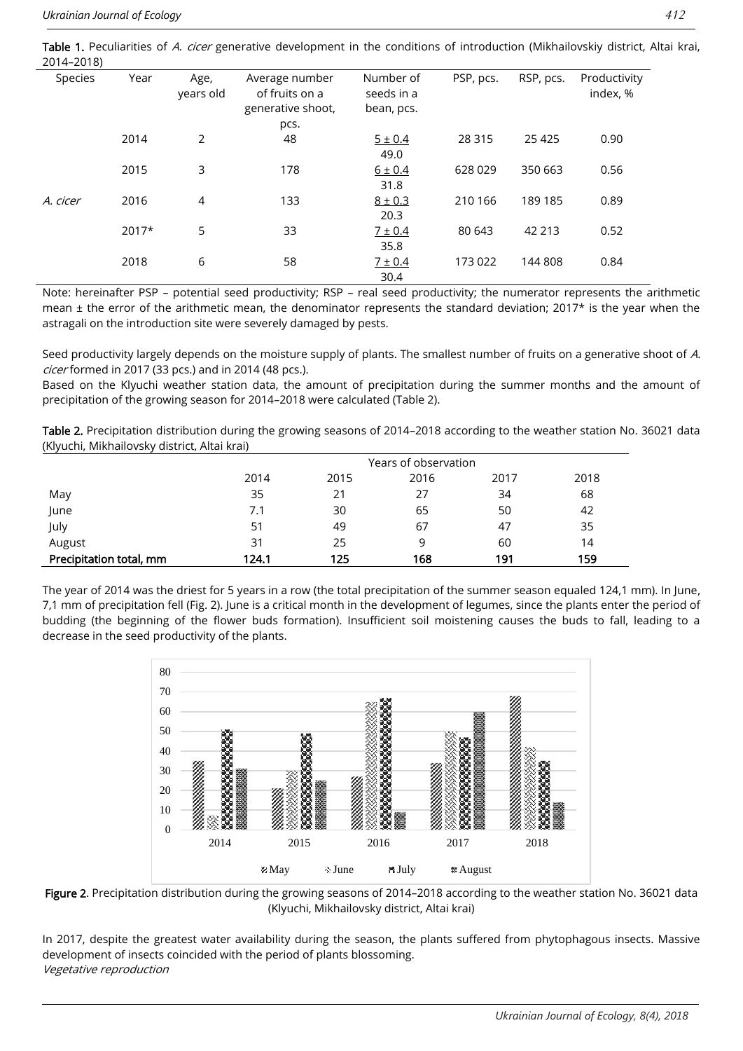**Table 1.** Peculiarities of *A. cicer* generative development in the conditions of introduction (Mikhailovskiy district, Altai krai, 2014–2018)

| Species | Year | Age, years old | Average number of fruits on a generative shoot, pcs. | Number of seeds in a bean, pcs. | PSP, pcs. | RSP, pcs. | Productivity index, % |
|---|---|---|---|---|---|---|---|
| *A. cicer* | 2014 | 2 | 48 | 5 ± 0.4 / 49.0 | 28 315 | 25 425 | 0.90 |
| | 2015 | 3 | 178 | 6 ± 0.4 / 31.8 | 628 029 | 350 663 | 0.56 |
| | 2016 | 4 | 133 | 8 ± 0.3 / 20.3 | 210 166 | 189 185 | 0.89 |
| | 2017* | 5 | 33 | 7 ± 0.4 / 35.8 | 80 643 | 42 213 | 0.52 |
| | 2018 | 6 | 58 | 7 ± 0.4 / 30.4 | 173 022 | 144 808 | 0.84 |

Note: hereinafter PSP – potential seed productivity; RSP – real seed productivity; the numerator represents the arithmetic mean ± the error of the arithmetic mean, the denominator represents the standard deviation; 2017* is the year when the astragali on the introduction site were severely damaged by pests.

Seed productivity largely depends on the moisture supply of plants. The smallest number of fruits on a generative shoot of *A. cicer* formed in 2017 (33 pcs.) and in 2014 (48 pcs.).

Based on the Klyuchi weather station data, the amount of precipitation during the summer months and the amount of precipitation of the growing season for 2014–2018 were calculated (Table 2).

**Table 2.** Precipitation distribution during the growing seasons of 2014–2018 according to the weather station No. 36021 data (Klyuchi, Mikhailovsky district, Altai krai)

| | Years of observation | | | | |
|---|---|---|---|---|---|
| | 2014 | 2015 | 2016 | 2017 | 2018 |
| May | 35 | 21 | 27 | 34 | 68 |
| June | 7.1 | 30 | 65 | 50 | 42 |
| July | 51 | 49 | 67 | 47 | 35 |
| August | 31 | 25 | 9 | 60 | 14 |
| **Precipitation total, mm** | **124.1** | **125** | **168** | **191** | **159** |

The year of 2014 was the driest for 5 years in a row (the total precipitation of the summer season equaled 124,1 mm). In June, 7,1 mm of precipitation fell (Fig. 2). June is a critical month in the development of legumes, since the plants enter the period of budding (the beginning of the flower buds formation). Insufficient soil moistening causes the buds to fall, leading to a decrease in the seed productivity of the plants.

**Figure 2.** Precipitation distribution during the growing seasons of 2014–2018 according to the weather station No. 36021 data (Klyuchi, Mikhailovsky district, Altai krai)

In 2017, despite the greatest water availability during the season, the plants suffered from phytophagous insects. Massive development of insects coincided with the period of plants blossoming.

*Vegetative reproduction*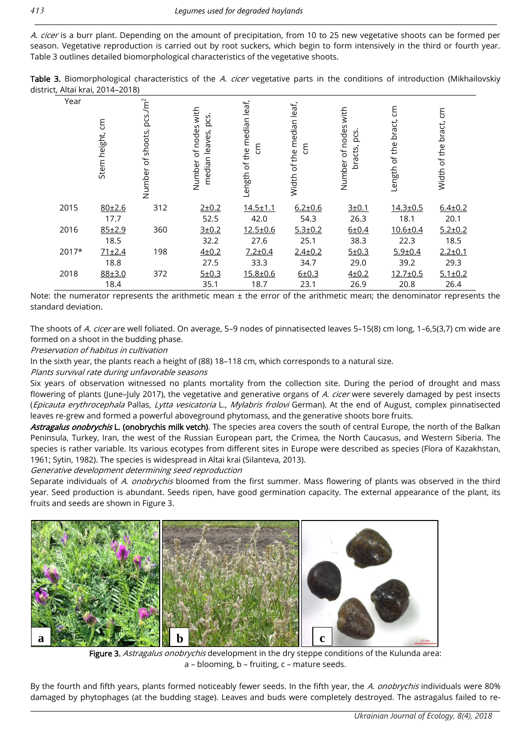*A. cicer* is a burr plant. Depending on the amount of precipitation, from 10 to 25 new vegetative shoots can be formed per season. Vegetative reproduction is carried out by root suckers, which begin to form intensively in the third or fourth year. Table 3 outlines detailed biomorphological characteristics of the vegetative shoots.

**Table 3.** Biomorphological characteristics of the *A. cicer* vegetative parts in the conditions of introduction (Mikhailovskiy district, Altai krai, 2014–2018)

| Year | Stem height, cm | Number of shoots, pcs./m$^2$ | Number of nodes with median leaves, pcs. | Length of the median leaf, cm | Width of the median leaf, cm | Number of nodes with bracts, pcs. | Length of the bract, cm | Width of the bract, cm |
|---|---|---|---|---|---|---|---|---|
| 2015 | 80±2.6 / 17.7 | 312 | 2±0.2 / 52.5 | 14.5±1.1 / 42.0 | 6.2±0.6 / 54.3 | 3±0.1 / 26.3 | 14.3±0.5 / 18.1 | 6.4±0.2 / 20.1 |
| 2016 | 85±2.9 / 18.5 | 360 | 3±0.2 / 32.2 | 12.5±0.6 / 27.6 | 5.3±0.2 / 25.1 | 6±0.4 / 38.3 | 10.6±0.4 / 22.3 | 5.2±0.2 / 18.5 |
| 2017* | 71±2.4 / 18.8 | 198 | 4±0.2 / 27.5 | 7.2±0.4 / 33.3 | 2.4±0.2 / 34.7 | 5±0.3 / 29.0 | 5.9±0.4 / 39.2 | 2.2±0.1 / 29.3 |
| 2018 | 88±3.0 / 18.4 | 372 | 5±0.3 / 35.1 | 15.8±0.6 / 18.7 | 6±0.3 / 23.1 | 4±0.2 / 26.9 | 12.7±0.5 / 20.8 | 5.1±0.2 / 26.4 |

Note: the numerator represents the arithmetic mean ± the error of the arithmetic mean; the denominator represents the standard deviation.

The shoots of *A. cicer* are well foliated. On average, 5–9 nodes of pinnatisected leaves 5–15(8) cm long, 1–6,5(3,7) cm wide are formed on a shoot in the budding phase.

*Preservation of habitus in cultivation*

In the sixth year, the plants reach a height of (88) 18–118 cm, which corresponds to a natural size.

*Plants survival rate during unfavorable seasons*

Six years of observation witnessed no plants mortality from the collection site. During the period of drought and mass flowering of plants (June–July 2017), the vegetative and generative organs of *A. cicer* were severely damaged by pest insects (*Epicauta erythrocephala* Pallas, *Lytta vesicatoria* L., *Mylabris frolovi* German). At the end of August, complex pinnatisected leaves re-grew and formed a powerful aboveground phytomass, and the generative shoots bore fruits.

***Astragalus onobrychis* L. (onobrychis milk vetch)**. The species area covers the south of central Europe, the north of the Balkan Peninsula, Turkey, Iran, the west of the Russian European part, the Crimea, the North Caucasus, and Western Siberia. The species is rather variable. Its various ecotypes from different sites in Europe were described as species (Flora of Kazakhstan, 1961; Sytin, 1982). The species is widespread in Altai krai (Silanteva, 2013).

*Generative development determining seed reproduction*

Separate individuals of *A. onobrychis* bloomed from the first summer. Mass flowering of plants was observed in the third year. Seed production is abundant. Seeds ripen, have good germination capacity. The external appearance of the plant, its fruits and seeds are shown in Figure 3.

**Figure 3.** *Astragalus onobrychis* development in the dry steppe conditions of the Kulunda area: a – blooming, b – fruiting, c – mature seeds.

By the fourth and fifth years, plants formed noticeably fewer seeds. In the fifth year, the *A. onobrychis* individuals were 80% damaged by phytophages (at the budding stage). Leaves and buds were completely destroyed. The astragalus failed to re-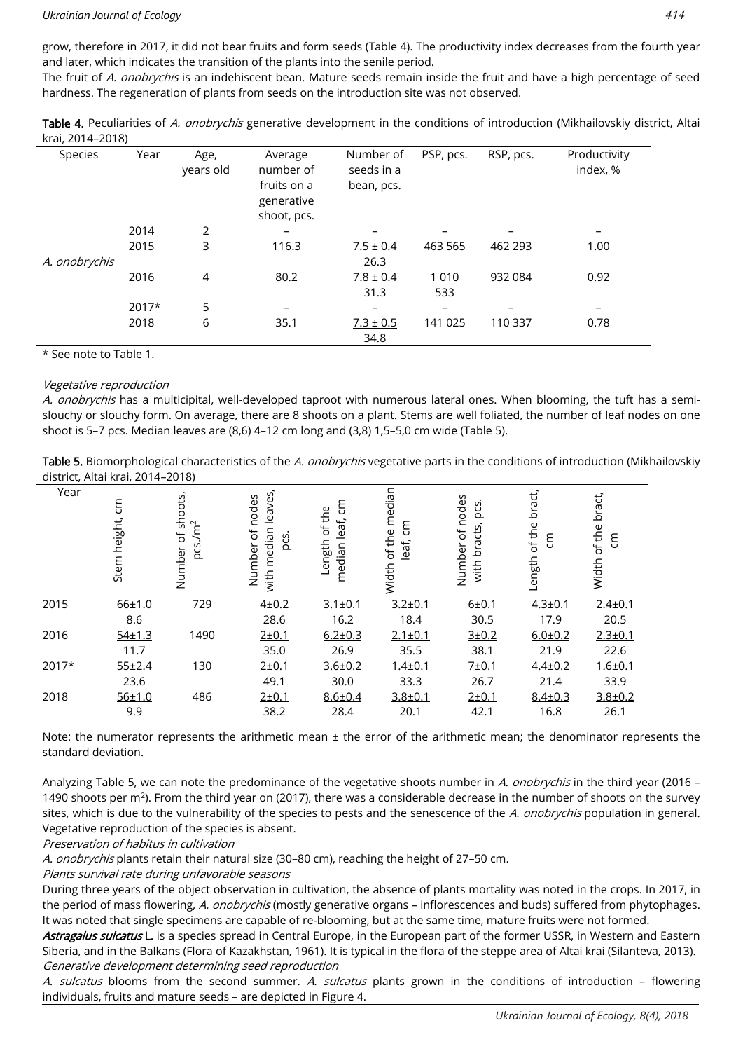grow, therefore in 2017, it did not bear fruits and form seeds (Table 4). The productivity index decreases from the fourth year and later, which indicates the transition of the plants into the senile period.

The fruit of *A. onobrychis* is an indehiscent bean. Mature seeds remain inside the fruit and have a high percentage of seed hardness. The regeneration of plants from seeds on the introduction site was not observed.

**Table 4.** Peculiarities of *A. onobrychis* generative development in the conditions of introduction (Mikhailovskiy district, Altai krai, 2014–2018)

| Species | Year | Age, years old | Average number of fruits on a generative shoot, pcs. | Number of seeds in a bean, pcs. | PSP, pcs. | RSP, pcs. | Productivity index, % |
|---|---|---|---|---|---|---|---|
| *A. onobrychis* | 2014 | 2 | – | – | – | – | – |
| | 2015 | 3 | 116.3 | 7.5 ± 0.4 / 26.3 | 463 565 | 462 293 | 1.00 |
| | 2016 | 4 | 80.2 | 7.8 ± 0.4 / 31.3 | 1 010 533 | 932 084 | 0.92 |
| | 2017* | 5 | – | – | – | – | – |
| | 2018 | 6 | 35.1 | 7.3 ± 0.5 / 34.8 | 141 025 | 110 337 | 0.78 |

\* See note to Table 1.

*Vegetative reproduction*

*A. onobrychis* has a multicipital, well-developed taproot with numerous lateral ones. When blooming, the tuft has a semi-slouchy or slouchy form. On average, there are 8 shoots on a plant. Stems are well foliated, the number of leaf nodes on one shoot is 5–7 pcs. Median leaves are (8,6) 4–12 cm long and (3,8) 1,5–5,0 cm wide (Table 5).

**Table 5.** Biomorphological characteristics of the *A. onobrychis* vegetative parts in the conditions of introduction (Mikhailovskiy district, Altai krai, 2014–2018)

| Year | Stem height, cm | Number of shoots, pcs./m$^2$ | Number of nodes with median leaves, pcs. | Length of the median leaf, cm | Width of the median leaf, cm | Number of nodes with bracts, pcs. | Length of the bract, cm | Width of the bract, cm |
|---|---|---|---|---|---|---|---|---|
| 2015 | 66±1.0 / 8.6 | 729 | 4±0.2 / 28.6 | 3.1±0.1 / 16.2 | 3.2±0.1 / 18.4 | 6±0.1 / 30.5 | 4.3±0.1 / 17.9 | 2.4±0.1 / 20.5 |
| 2016 | 54±1.3 / 11.7 | 1490 | 2±0.1 / 35.0 | 6.2±0.3 / 26.9 | 2.1±0.1 / 35.5 | 3±0.2 / 38.1 | 6.0±0.2 / 21.9 | 2.3±0.1 / 22.6 |
| 2017* | 55±2.4 / 23.6 | 130 | 2±0.1 / 49.1 | 3.6±0.2 / 30.0 | 1.4±0.1 / 33.3 | 7±0.1 / 26.7 | 4.4±0.2 / 21.4 | 1.6±0.1 / 33.9 |
| 2018 | 56±1.0 / 9.9 | 486 | 2±0.1 / 38.2 | 8.6±0.4 / 28.4 | 3.8±0.1 / 20.1 | 2±0.1 / 42.1 | 8.4±0.3 / 16.8 | 3.8±0.2 / 26.1 |

Note: the numerator represents the arithmetic mean ± the error of the arithmetic mean; the denominator represents the standard deviation.

Analyzing Table 5, we can note the predominance of the vegetative shoots number in *A. onobrychis* in the third year (2016 – 1490 shoots per m$^2$). From the third year on (2017), there was a considerable decrease in the number of shoots on the survey sites, which is due to the vulnerability of the species to pests and the senescence of the *A. onobrychis* population in general. Vegetative reproduction of the species is absent.

*Preservation of habitus in cultivation*

*A. onobrychis* plants retain their natural size (30–80 cm), reaching the height of 27–50 cm.

*Plants survival rate during unfavorable seasons*

During three years of the object observation in cultivation, the absence of plants mortality was noted in the crops. In 2017, in the period of mass flowering, *A. onobrychis* (mostly generative organs – inflorescences and buds) suffered from phytophages. It was noted that single specimens are capable of re-blooming, but at the same time, mature fruits were not formed.

***Astragalus sulcatus* L.** is a species spread in Central Europe, in the European part of the former USSR, in Western and Eastern Siberia, and in the Balkans (Flora of Kazakhstan, 1961). It is typical in the flora of the steppe area of Altai krai (Silanteva, 2013).

*Generative development determining seed reproduction*

*A. sulcatus* blooms from the second summer. *A. sulcatus* plants grown in the conditions of introduction – flowering individuals, fruits and mature seeds – are depicted in Figure 4.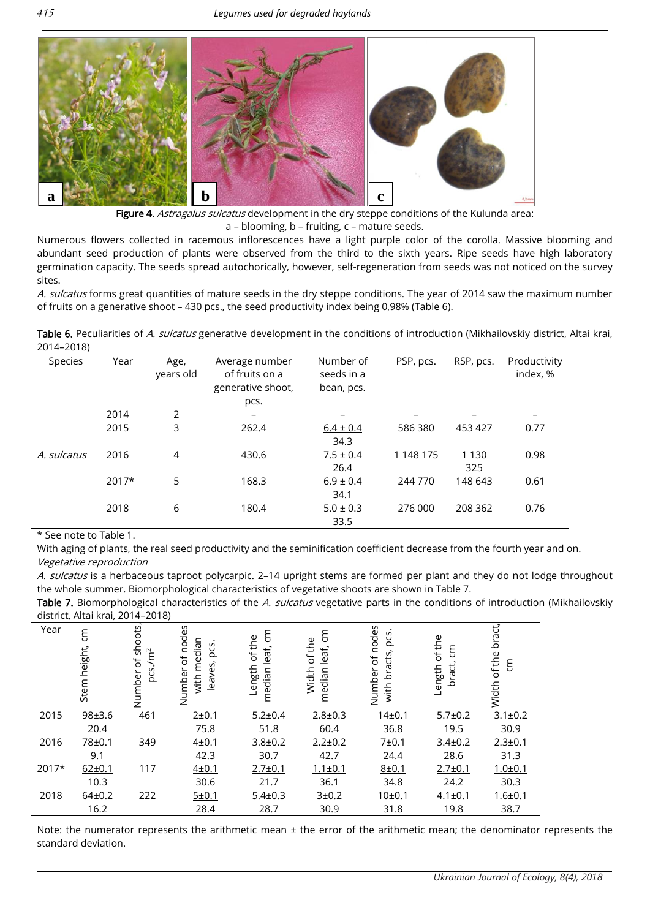Figure 4. *Astragalus sulcatus* development in the dry steppe conditions of the Kulunda area: a – blooming, b – fruiting, c – mature seeds.

Numerous flowers collected in racemous inflorescences have a light purple color of the corolla. Massive blooming and abundant seed production of plants were observed from the third to the sixth years. Ripe seeds have high laboratory germination capacity. The seeds spread autochorically, however, self-regeneration from seeds was not noticed on the survey sites.

*A. sulcatus* forms great quantities of mature seeds in the dry steppe conditions. The year of 2014 saw the maximum number of fruits on a generative shoot – 430 pcs., the seed productivity index being 0,98% (Table 6).

Table 6. Peculiarities of *A. sulcatus* generative development in the conditions of introduction (Mikhailovskiy district, Altai krai, 2014–2018)

| Species | Year | Age, years old | Average number of fruits on a generative shoot, pcs. | Number of seeds in a bean, pcs. | PSP, pcs. | RSP, pcs. | Productivity index, % |
|---|---|---|---|---|---|---|---|
| | 2014 | 2 | – | – | – | – | – |
| | 2015 | 3 | 262.4 | 6.4 ± 0.4 / 34.3 | 586 380 | 453 427 | 0.77 |
| *A. sulcatus* | 2016 | 4 | 430.6 | 7.5 ± 0.4 / 26.4 | 1 148 175 | 1 130 325 | 0.98 |
| | 2017* | 5 | 168.3 | 6.9 ± 0.4 / 34.1 | 244 770 | 148 643 | 0.61 |
| | 2018 | 6 | 180.4 | 5.0 ± 0.3 / 33.5 | 276 000 | 208 362 | 0.76 |

\* See note to Table 1.

With aging of plants, the real seed productivity and the seminification coefficient decrease from the fourth year and on.

*Vegetative reproduction*

*A. sulcatus* is a herbaceous taproot polycarpic. 2–14 upright stems are formed per plant and they do not lodge throughout the whole summer. Biomorphological characteristics of vegetative shoots are shown in Table 7.

Table 7. Biomorphological characteristics of the *A. sulcatus* vegetative parts in the conditions of introduction (Mikhailovskiy district, Altai krai, 2014–2018)

| Year | Stem height, cm | Number of shoots, pcs./m$^2$ | Number of nodes with median leaves, pcs. | Length of the median leaf, cm | Width of the median leaf, cm | Number of nodes with bracts, pcs. | Length of the bract, cm | Width of the bract, cm |
|---|---|---|---|---|---|---|---|---|
| 2015 | 98±3.6 / 20.4 | 461 | 2±0.1 / 75.8 | 5.2±0.4 / 51.8 | 2.8±0.3 / 60.4 | 14±0.1 / 36.8 | 5.7±0.2 / 19.5 | 3.1±0.2 / 30.9 |
| 2016 | 78±0.1 / 9.1 | 349 | 4±0.1 / 42.3 | 3.8±0.2 / 30.7 | 2.2±0.2 / 42.7 | 7±0.1 / 24.4 | 3.4±0.2 / 28.6 | 2.3±0.1 / 31.3 |
| 2017* | 62±0.1 / 10.3 | 117 | 4±0.1 / 30.6 | 2.7±0.1 / 21.7 | 1.1±0.1 / 36.1 | 8±0.1 / 34.8 | 2.7±0.1 / 24.2 | 1.0±0.1 / 30.3 |
| 2018 | 64±0.2 / 16.2 | 222 | 5±0.1 / 28.4 | 5.4±0.3 / 28.7 | 3±0.2 / 30.9 | 10±0.1 / 31.8 | 4.1±0.1 / 19.8 | 1.6±0.1 / 38.7 |

Note: the numerator represents the arithmetic mean ± the error of the arithmetic mean; the denominator represents the standard deviation.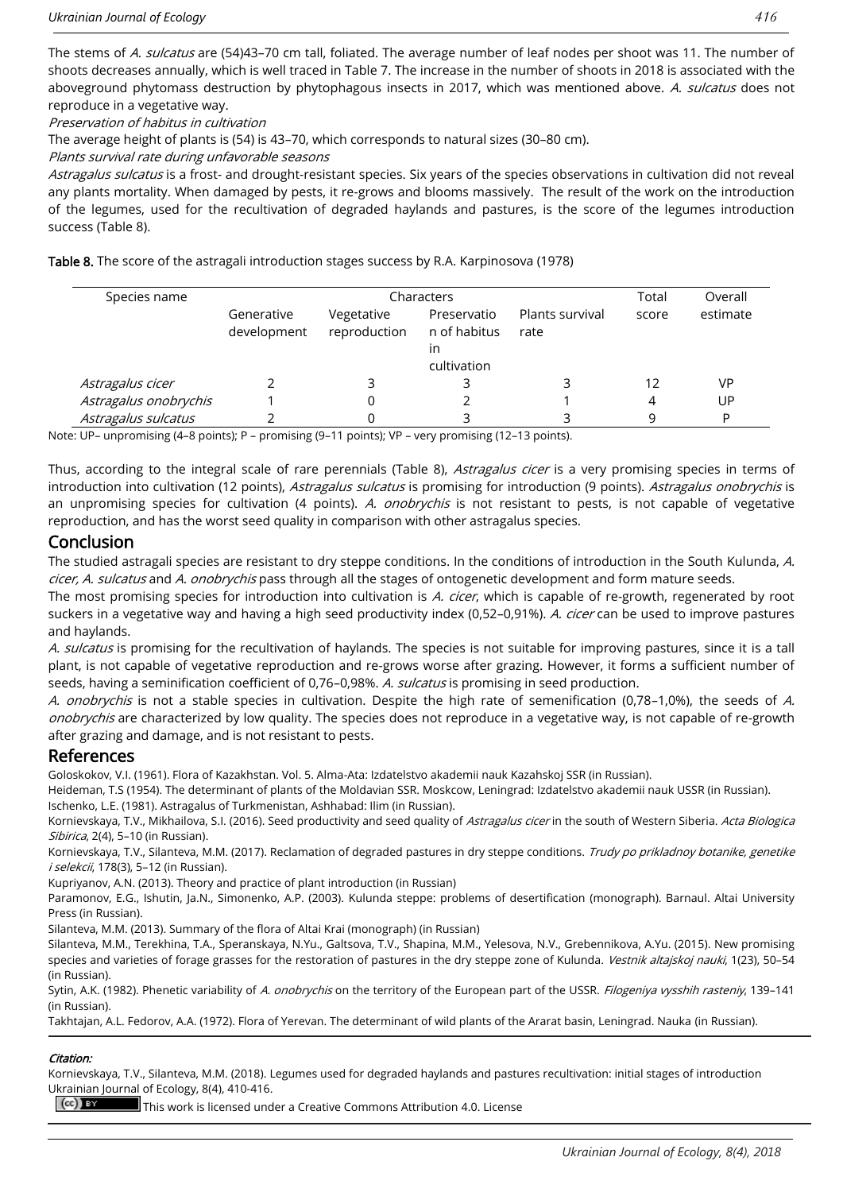The stems of *A. sulcatus* are (54)43–70 cm tall, foliated. The average number of leaf nodes per shoot was 11. The number of shoots decreases annually, which is well traced in Table 7. The increase in the number of shoots in 2018 is associated with the aboveground phytomass destruction by phytophagous insects in 2017, which was mentioned above. *A. sulcatus* does not reproduce in a vegetative way.

*Preservation of habitus in cultivation*

The average height of plants is (54) is 43–70, which corresponds to natural sizes (30–80 cm).

*Plants survival rate during unfavorable seasons*

*Astragalus sulcatus* is a frost- and drought-resistant species. Six years of the species observations in cultivation did not reveal any plants mortality. When damaged by pests, it re-grows and blooms massively. The result of the work on the introduction of the legumes, used for the recultivation of degraded haylands and pastures, is the score of the legumes introduction success (Table 8).

**Table 8.** The score of the astragali introduction stages success by R.A. Karpinosova (1978)

| Species name | Characters | | | | Total score | Overall estimate |
|---|---|---|---|---|---|---|
| | Generative development | Vegetative reproduction | Preservation of habitus in cultivation | Plants survival rate | | |
| *Astragalus cicer* | 2 | 3 | 3 | 3 | 12 | VP |
| *Astragalus onobrychis* | 1 | 0 | 2 | 1 | 4 | UP |
| *Astragalus sulcatus* | 2 | 0 | 3 | 3 | 9 | P |

Note: UP– unpromising (4–8 points); P – promising (9–11 points); VP – very promising (12–13 points).

Thus, according to the integral scale of rare perennials (Table 8), *Astragalus cicer* is a very promising species in terms of introduction into cultivation (12 points), *Astragalus sulcatus* is promising for introduction (9 points). *Astragalus onobrychis* is an unpromising species for cultivation (4 points). *A. onobrychis* is not resistant to pests, is not capable of vegetative reproduction, and has the worst seed quality in comparison with other astragalus species.

## Conclusion

The studied astragali species are resistant to dry steppe conditions. In the conditions of introduction in the South Kulunda, *A. cicer, A. sulcatus* and *A. onobrychis* pass through all the stages of ontogenetic development and form mature seeds.

The most promising species for introduction into cultivation is *A. cicer*, which is capable of re-growth, regenerated by root suckers in a vegetative way and having a high seed productivity index (0,52–0,91%). *A. cicer* can be used to improve pastures and haylands.

*A. sulcatus* is promising for the recultivation of haylands. The species is not suitable for improving pastures, since it is a tall plant, is not capable of vegetative reproduction and re-grows worse after grazing. However, it forms a sufficient number of seeds, having a seminification coefficient of 0,76–0,98%. *A. sulcatus* is promising in seed production.

*A. onobrychis* is not a stable species in cultivation. Despite the high rate of semenification (0,78–1,0%), the seeds of *A. onobrychis* are characterized by low quality. The species does not reproduce in a vegetative way, is not capable of re-growth after grazing and damage, and is not resistant to pests.

## References

Goloskokov, V.I. (1961). Flora of Kazakhstan. Vol. 5. Alma-Ata: Izdatelstvo akademii nauk Kazahskoj SSR (in Russian).

Heideman, T.S (1954). The determinant of plants of the Moldavian SSR. Moskcow, Leningrad: Izdatelstvo akademii nauk USSR (in Russian).

Ischenko, L.E. (1981). Astragalus of Turkmenistan, Ashhabad: Ilim (in Russian).

Kornievskaya, T.V., Mikhailova, S.I. (2016). Seed productivity and seed quality of *Astragalus cicer* in the south of Western Siberia. *Acta Biologica Sibirica*, 2(4), 5–10 (in Russian).

Kornievskaya, T.V., Silanteva, M.M. (2017). Reclamation of degraded pastures in dry steppe conditions. *Trudy po prikladnoy botanike, genetike i selekcii*, 178(3), 5–12 (in Russian).

Kupriyanov, A.N. (2013). Theory and practice of plant introduction (in Russian)

Paramonov, E.G., Ishutin, Ja.N., Simonenko, A.P. (2003). Kulunda steppe: problems of desertification (monograph). Barnaul. Altai University Press (in Russian).

Silanteva, M.M. (2013). Summary of the flora of Altai Krai (monograph) (in Russian)

Silanteva, M.M., Terekhina, T.A., Speranskaya, N.Yu., Galtsova, T.V., Shapina, M.M., Yelesova, N.V., Grebennikova, A.Yu. (2015). New promising species and varieties of forage grasses for the restoration of pastures in the dry steppe zone of Kulunda. *Vestnik altajskoj nauki*, 1(23), 50–54 (in Russian).

Sytin, A.K. (1982). Phenetic variability of *A. onobrychis* on the territory of the European part of the USSR. *Filogeniya vysshih rasteniy*, 139–141 (in Russian).

Takhtajan, A.L. Fedorov, A.A. (1972). Flora of Yerevan. The determinant of wild plants of the Ararat basin, Leningrad. Nauka (in Russian).

***Citation:***

Kornievskaya, T.V., Silanteva, M.M. (2018). Legumes used for degraded haylands and pastures recultivation: initial stages of introduction Ukrainian Journal of Ecology, 8(4), 410-416.

This work is licensed under a Creative Commons Attribution 4.0. License